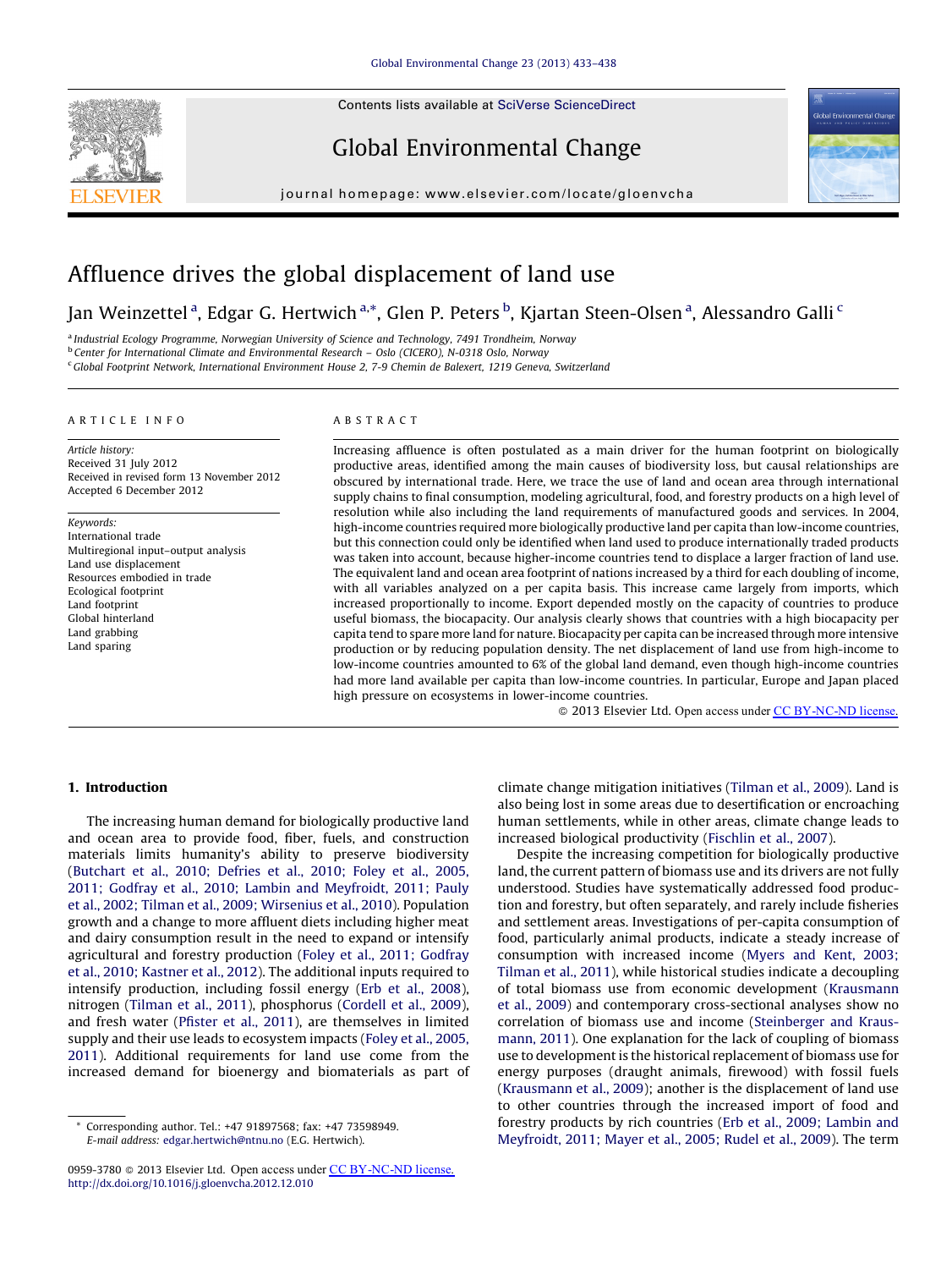# Affluence drives the global displacement of land use

Jan Weinzettel [a], Edgar G. Hertwich [a,*], Glen P. Peters [b], Kjartan Steen-Olsen [a], Alessandro Galli [c]

[a] Industrial Ecology Programme, Norwegian University of Science and Technology, 7491 Trondheim, Norway
[b] Center for International Climate and Environmental Research – Oslo (CICERO), N-0318 Oslo, Norway
[c] Global Footprint Network, International Environment House 2, 7-9 Chemin de Balexert, 1219 Geneva, Switzerland

## ARTICLE INFO

*Article history:*
Received 31 July 2012
Received in revised form 13 November 2012
Accepted 6 December 2012

*Keywords:*
International trade
Multiregional input–output analysis
Land use displacement
Resources embodied in trade
Ecological footprint
Land footprint
Global hinterland
Land grabbing
Land sparing

## ABSTRACT

Increasing affluence is often postulated as a main driver for the human footprint on biologically productive areas, identified among the main causes of biodiversity loss, but causal relationships are obscured by international trade. Here, we trace the use of land and ocean area through international supply chains to final consumption, modeling agricultural, food, and forestry products on a high level of resolution while also including the land requirements of manufactured goods and services. In 2004, high-income countries required more biologically productive land per capita than low-income countries, but this connection could only be identified when land used to produce internationally traded products was taken into account, because higher-income countries tend to displace a larger fraction of land use. The equivalent land and ocean area footprint of nations increased by a third for each doubling of income, with all variables analyzed on a per capita basis. This increase came largely from imports, which increased proportionally to income. Export depended mostly on the capacity of countries to produce useful biomass, the biocapacity. Our analysis clearly shows that countries with a high biocapacity per capita tend to spare more land for nature. Biocapacity per capita can be increased through more intensive production or by reducing population density. The net displacement of land use from high-income to low-income countries amounted to 6% of the global land demand, even though high-income countries had more land available per capita than low-income countries. In particular, Europe and Japan placed high pressure on ecosystems in lower-income countries.

© 2013 Elsevier Ltd. Open access under CC BY-NC-ND license.

## 1. Introduction

The increasing human demand for biologically productive land and ocean area to provide food, fiber, fuels, and construction materials limits humanity's ability to preserve biodiversity (Butchart et al., 2010; Defries et al., 2010; Foley et al., 2005, 2011; Godfray et al., 2010; Lambin and Meyfroidt, 2011; Pauly et al., 2002; Tilman et al., 2009; Wirsenius et al., 2010). Population growth and a change to more affluent diets including higher meat and dairy consumption result in the need to expand or intensify agricultural and forestry production (Foley et al., 2011; Godfray et al., 2010; Kastner et al., 2012). The additional inputs required to intensify production, including fossil energy (Erb et al., 2008), nitrogen (Tilman et al., 2011), phosphorus (Cordell et al., 2009), and fresh water (Pfister et al., 2011), are themselves in limited supply and their use leads to ecosystem impacts (Foley et al., 2005, 2011). Additional requirements for land use come from the increased demand for bioenergy and biomaterials as part of climate change mitigation initiatives (Tilman et al., 2009). Land is also being lost in some areas due to desertification or encroaching human settlements, while in other areas, climate change leads to increased biological productivity (Fischlin et al., 2007).

Despite the increasing competition for biologically productive land, the current pattern of biomass use and its drivers are not fully understood. Studies have systematically addressed food production and forestry, but often separately, and rarely include fisheries and settlement areas. Investigations of per-capita consumption of food, particularly animal products, indicate a steady increase of consumption with increased income (Myers and Kent, 2003; Tilman et al., 2011), while historical studies indicate a decoupling of total biomass use from economic development (Krausmann et al., 2009) and contemporary cross-sectional analyses show no correlation of biomass use and income (Steinberger and Krausmann, 2011). One explanation for the lack of coupling of biomass use to development is the historical replacement of biomass use for energy purposes (draught animals, firewood) with fossil fuels (Krausmann et al., 2009); another is the displacement of land use to other countries through the increased import of food and forestry products by rich countries (Erb et al., 2009; Lambin and Meyfroidt, 2011; Mayer et al., 2005; Rudel et al., 2009). The term

* Corresponding author. Tel.: +47 91897568; fax: +47 73598949.
E-mail address: edgar.hertwich@ntnu.no (E.G. Hertwich).

0959-3780 © 2013 Elsevier Ltd. Open access under CC BY-NC-ND license.
http://dx.doi.org/10.1016/j.gloenvcha.2012.12.010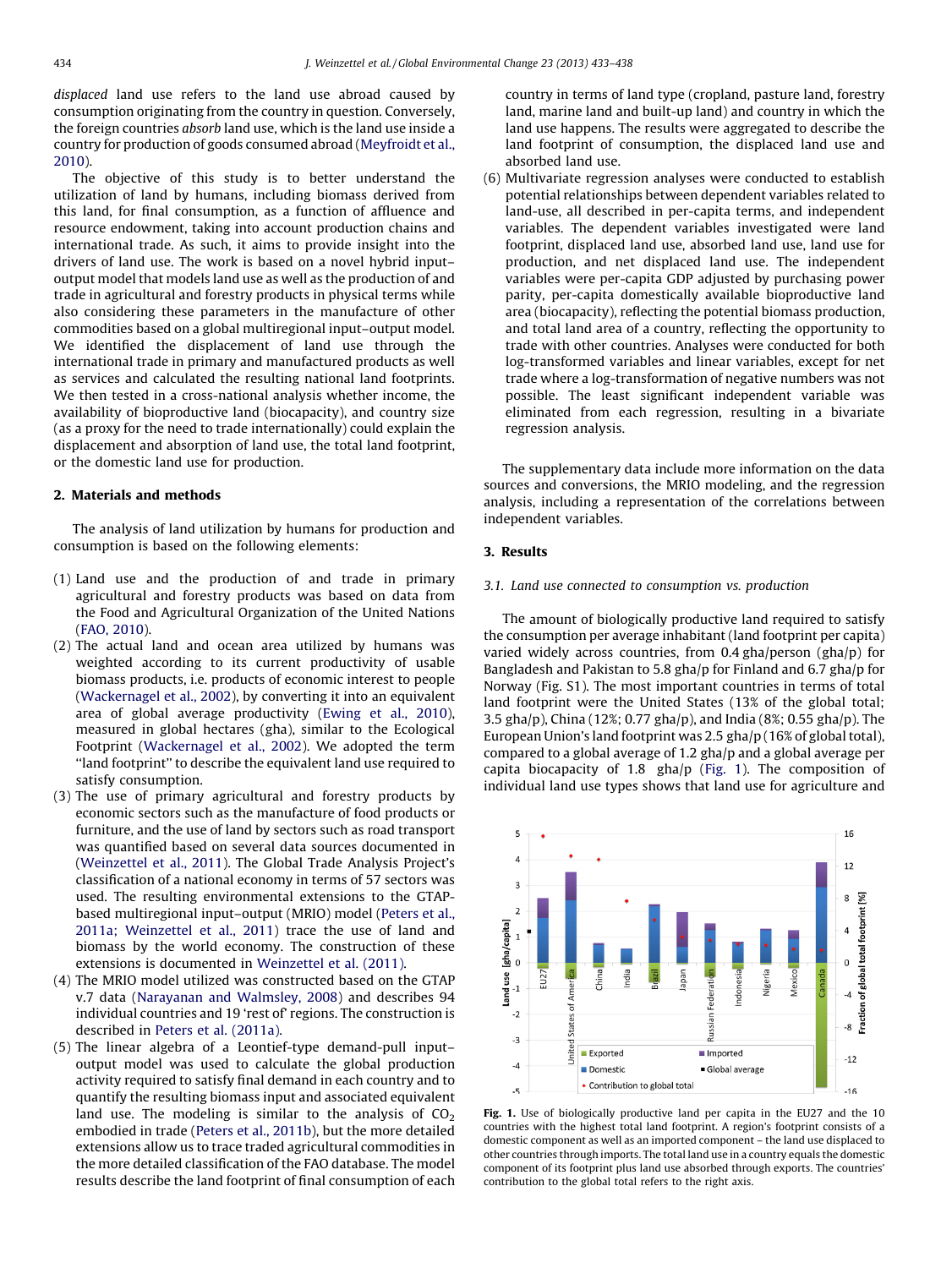*displaced* land use refers to the land use abroad caused by consumption originating from the country in question. Conversely, the foreign countries *absorb* land use, which is the land use inside a country for production of goods consumed abroad (Meyfroidt et al., 2010).

The objective of this study is to better understand the utilization of land by humans, including biomass derived from this land, for final consumption, as a function of affluence and resource endowment, taking into account production chains and international trade. As such, it aims to provide insight into the drivers of land use. The work is based on a novel hybrid input–output model that models land use as well as the production of and trade in agricultural and forestry products in physical terms while also considering these parameters in the manufacture of other commodities based on a global multiregional input–output model. We identified the displacement of land use through the international trade in primary and manufactured products as well as services and calculated the resulting national land footprints. We then tested in a cross-national analysis whether income, the availability of bioproductive land (biocapacity), and country size (as a proxy for the need to trade internationally) could explain the displacement and absorption of land use, the total land footprint, or the domestic land use for production.

## 2. Materials and methods

The analysis of land utilization by humans for production and consumption is based on the following elements:

(1) Land use and the production of and trade in primary agricultural and forestry products was based on data from the Food and Agricultural Organization of the United Nations (FAO, 2010).
(2) The actual land and ocean area utilized by humans was weighted according to its current productivity of usable biomass products, i.e. products of economic interest to people (Wackernagel et al., 2002), by converting it into an equivalent area of global average productivity (Ewing et al., 2010), measured in global hectares (gha), similar to the Ecological Footprint (Wackernagel et al., 2002). We adopted the term "land footprint" to describe the equivalent land use required to satisfy consumption.
(3) The use of primary agricultural and forestry products by economic sectors such as the manufacture of food products or furniture, and the use of land by sectors such as road transport was quantified based on several data sources documented in (Weinzettel et al., 2011). The Global Trade Analysis Project's classification of a national economy in terms of 57 sectors was used. The resulting environmental extensions to the GTAP-based multiregional input–output (MRIO) model (Peters et al., 2011a; Weinzettel et al., 2011) trace the use of land and biomass by the world economy. The construction of these extensions is documented in Weinzettel et al. (2011).
(4) The MRIO model utilized was constructed based on the GTAP v.7 data (Narayanan and Walmsley, 2008) and describes 94 individual countries and 19 'rest of' regions. The construction is described in Peters et al. (2011a).
(5) The linear algebra of a Leontief-type demand-pull input–output model was used to calculate the global production activity required to satisfy final demand in each country and to quantify the resulting biomass input and associated equivalent land use. The modeling is similar to the analysis of $CO_2$ embodied in trade (Peters et al., 2011b), but the more detailed extensions allow us to trace traded agricultural commodities in the more detailed classification of the FAO database. The model results describe the land footprint of final consumption of each country in terms of land type (cropland, pasture land, forestry land, marine land and built-up land) and country in which the land use happens. The results were aggregated to describe the land footprint of consumption, the displaced land use and absorbed land use.
(6) Multivariate regression analyses were conducted to establish potential relationships between dependent variables related to land-use, all described in per-capita terms, and independent variables. The dependent variables investigated were land footprint, displaced land use, absorbed land use, land use for production, and net displaced land use. The independent variables were per-capita GDP adjusted by purchasing power parity, per-capita domestically available bioproductive land area (biocapacity), reflecting the potential biomass production, and total land area of a country, reflecting the opportunity to trade with other countries. Analyses were conducted for both log-transformed variables and linear variables, except for net trade where a log-transformation of negative numbers was not possible. The least significant independent variable was eliminated from each regression, resulting in a bivariate regression analysis.

The supplementary data include more information on the data sources and conversions, the MRIO modeling, and the regression analysis, including a representation of the correlations between independent variables.

## 3. Results

### 3.1. Land use connected to consumption vs. production

The amount of biologically productive land required to satisfy the consumption per average inhabitant (land footprint per capita) varied widely across countries, from 0.4 gha/person (gha/p) for Bangladesh and Pakistan to 5.8 gha/p for Finland and 6.7 gha/p for Norway (Fig. S1). The most important countries in terms of total land footprint were the United States (13% of the global total; 3.5 gha/p), China (12%; 0.77 gha/p), and India (8%; 0.55 gha/p). The European Union's land footprint was 2.5 gha/p (16% of global total), compared to a global average of 1.2 gha/p and a global average per capita biocapacity of 1.8 gha/p (Fig. 1). The composition of individual land use types shows that land use for agriculture and

Land use [gha/capita]
5
4
3
2
1
0
-1
-2
-3
-4
-5

Fraction of global total footprint [%]
16
12
8
4
0
-4
-8
-12
-16

EU27
United States of America
China
India
Brazil
Japan
Russian Federation
Indonesia
Nigeria
Mexico
Canada

Exported
Domestic
Imported
Global average
Contribution to global total

**Fig. 1.** Use of biologically productive land per capita in the EU27 and the 10 countries with the highest total land footprint. A region's footprint consists of a domestic component as well as an imported component – the land use displaced to other countries through imports. The total land use in a country equals the domestic component of its footprint plus land use absorbed through exports. The countries' contribution to the global total refers to the right axis.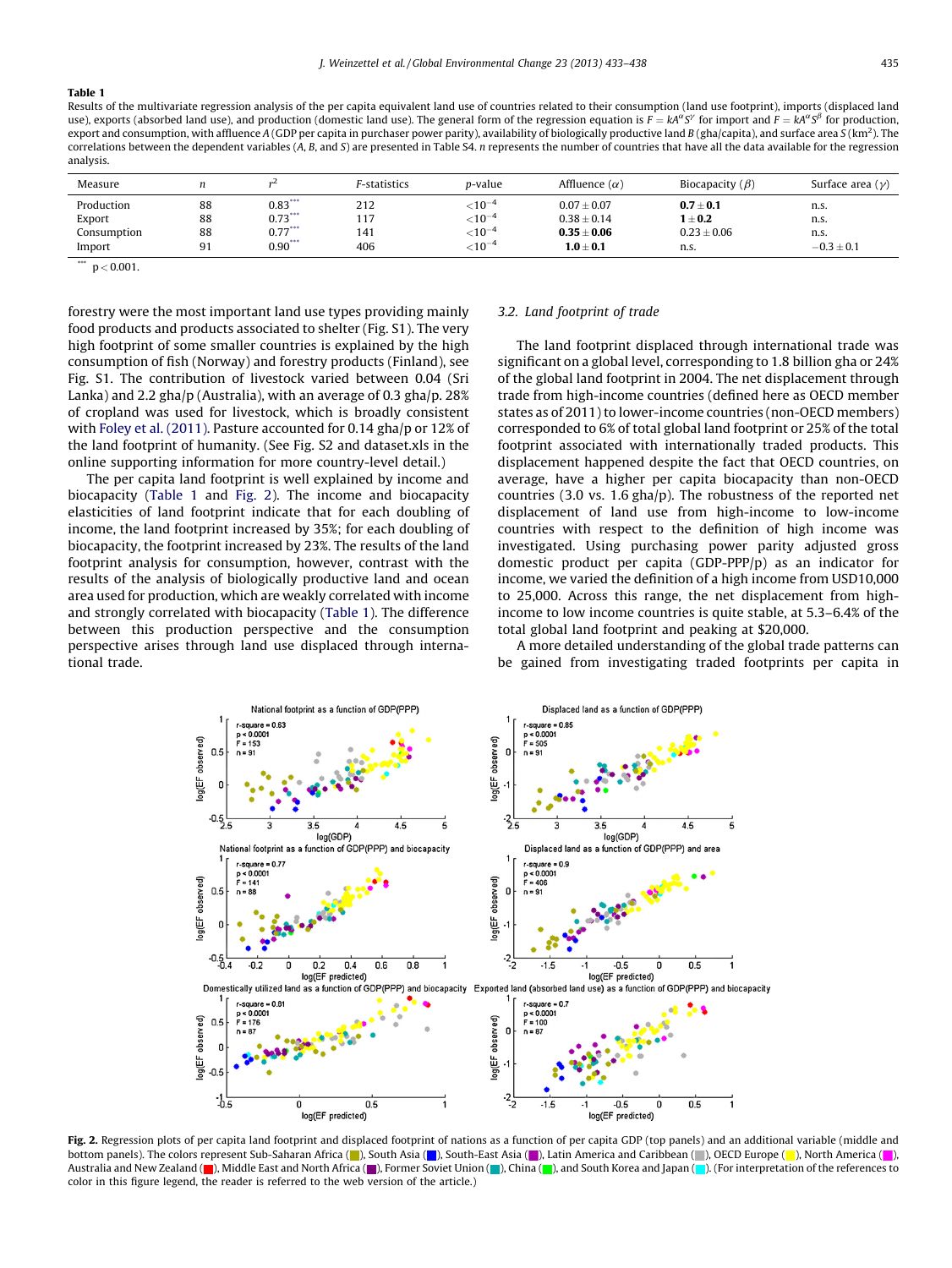**Table 1**

Results of the multivariate regression analysis of the per capita equivalent land use of countries related to their consumption (land use footprint), imports (displaced land use), exports (absorbed land use), and production (domestic land use). The general form of the regression equation is $F = kA^{\alpha}S^{\gamma}$ for import and $F = kA^{\alpha}S^{\beta}$ for production, export and consumption, with affluence $A$ (GDP per capita in purchaser power parity), availability of biologically productive land $B$ (gha/capita), and surface area $S$ (km²). The correlations between the dependent variables ($A$, $B$, and $S$) are presented in Table S4. $n$ represents the number of countries that have all the data available for the regression analysis.

| Measure | $n$ | $r^2$ | F-statistics | p-value | Affluence ($\alpha$) | Biocapacity ($\beta$) | Surface area ($\gamma$) |
|---|---|---|---|---|---|---|---|
| Production | 88 | 0.83*** | 212 | $<10^{-4}$ | $0.07 \pm 0.07$ | $\mathbf{0.7 \pm 0.1}$ | n.s. |
| Export | 88 | 0.73*** | 117 | $<10^{-4}$ | $0.38 \pm 0.14$ | $\mathbf{1 \pm 0.2}$ | n.s. |
| Consumption | 88 | 0.77*** | 141 | $<10^{-4}$ | $\mathbf{0.35 \pm 0.06}$ | $0.23 \pm 0.06$ | n.s. |
| Import | 91 | 0.90*** | 406 | $<10^{-4}$ | $\mathbf{1.0 \pm 0.1}$ | n.s. | $-0.3 \pm 0.1$ |

*** $p < 0.001$.

forestry were the most important land use types providing mainly food products and products associated to shelter (Fig. S1). The very high footprint of some smaller countries is explained by the high consumption of fish (Norway) and forestry products (Finland), see Fig. S1. The contribution of livestock varied between 0.04 (Sri Lanka) and 2.2 gha/p (Australia), with an average of 0.3 gha/p. 28% of cropland was used for livestock, which is broadly consistent with Foley et al. (2011). Pasture accounted for 0.14 gha/p or 12% of the land footprint of humanity. (See Fig. S2 and dataset.xls in the online supporting information for more country-level detail.)

The per capita land footprint is well explained by income and biocapacity (Table 1 and Fig. 2). The income and biocapacity elasticities of land footprint indicate that for each doubling of income, the land footprint increased by 35%; for each doubling of biocapacity, the footprint increased by 23%. The results of the land footprint analysis for consumption, however, contrast with the results of the analysis of biologically productive land and ocean area used for production, which are weakly correlated with income and strongly correlated with biocapacity (Table 1). The difference between this production perspective and the consumption perspective arises through land use displaced through international trade.

### 3.2. Land footprint of trade

The land footprint displaced through international trade was significant on a global level, corresponding to 1.8 billion gha or 24% of the global land footprint in 2004. The net displacement through trade from high-income countries (defined here as OECD member states as of 2011) to lower-income countries (non-OECD members) corresponded to 6% of total global land footprint or 25% of the total footprint associated with internationally traded products. This displacement happened despite the fact that OECD countries, on average, have a higher per capita biocapacity than non-OECD countries (3.0 vs. 1.6 gha/p). The robustness of the reported net displacement of land use from high-income to low-income countries with respect to the definition of high income was investigated. Using purchasing power parity adjusted gross domestic product per capita (GDP-PPP/p) as an indicator for income, we varied the definition of a high income from USD10,000 to 25,000. Across this range, the net displacement from high-income to low income countries is quite stable, at 5.3–6.4% of the total global land footprint and peaking at $20,000.

A more detailed understanding of the global trade patterns can be gained from investigating traded footprints per capita in

**Fig. 2.** Regression plots of per capita land footprint and displaced footprint of nations as a function of per capita GDP (top panels) and an additional variable (middle and bottom panels). The colors represent Sub-Saharan Africa (■), South Asia (■), South-East Asia (■), Latin America and Caribbean (■), OECD Europe (■), North America (■), Australia and New Zealand (■), Middle East and North Africa (■), Former Soviet Union (■), China (■), and South Korea and Japan (■). (For interpretation of the references to color in this figure legend, the reader is referred to the web version of the article.)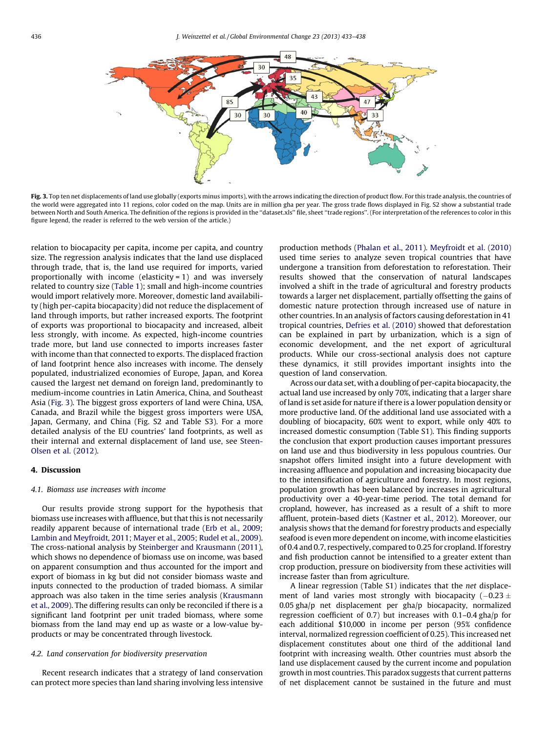Fig. 3. Top ten net displacements of land use globally (exports minus imports), with the arrows indicating the direction of product flow. For this trade analysis, the countries of the world were aggregated into 11 regions, color coded on the map. Units are in million gha per year. The gross trade flows displayed in Fig. S2 show a substantial trade between North and South America. The definition of the regions is provided in the "dataset.xls" file, sheet "trade regions". (For interpretation of the references to color in this figure legend, the reader is referred to the web version of the article.)

relation to biocapacity per capita, income per capita, and country size. The regression analysis indicates that the land use displaced through trade, that is, the land use required for imports, varied proportionally with income (elasticity = 1) and was inversely related to country size (Table 1); small and high-income countries would import relatively more. Moreover, domestic land availability (high per-capita biocapacity) did not reduce the displacement of land through imports, but rather increased exports. The footprint of exports was proportional to biocapacity and increased, albeit less strongly, with income. As expected, high-income countries trade more, but land use connected to imports increases faster with income than that connected to exports. The displaced fraction of land footprint hence also increases with income. The densely populated, industrialized economies of Europe, Japan, and Korea caused the largest net demand on foreign land, predominantly to medium-income countries in Latin America, China, and Southeast Asia (Fig. 3). The biggest gross exporters of land were China, USA, Canada, and Brazil while the biggest gross importers were USA, Japan, Germany, and China (Fig. S2 and Table S3). For a more detailed analysis of the EU countries' land footprints, as well as their internal and external displacement of land use, see Steen-Olsen et al. (2012).

## 4. Discussion

### 4.1. Biomass use increases with income

Our results provide strong support for the hypothesis that biomass use increases with affluence, but that this is not necessarily readily apparent because of international trade (Erb et al., 2009; Lambin and Meyfroidt, 2011; Mayer et al., 2005; Rudel et al., 2009). The cross-national analysis by Steinberger and Krausmann (2011), which shows no dependence of biomass use on income, was based on apparent consumption and thus accounted for the import and export of biomass in kg but did not consider biomass waste and inputs connected to the production of traded biomass. A similar approach was also taken in the time series analysis (Krausmann et al., 2009). The differing results can only be reconciled if there is a significant land footprint per unit traded biomass, where some biomass from the land may end up as waste or a low-value by-products or may be concentrated through livestock.

### 4.2. Land conservation for biodiversity preservation

Recent research indicates that a strategy of land conservation can protect more species than land sharing involving less intensive production methods (Phalan et al., 2011). Meyfroidt et al. (2010) used time series to analyze seven tropical countries that have undergone a transition from deforestation to reforestation. Their results showed that the conservation of natural landscapes involved a shift in the trade of agricultural and forestry products towards a larger net displacement, partially offsetting the gains of domestic nature protection through increased use of nature in other countries. In an analysis of factors causing deforestation in 41 tropical countries, Defries et al. (2010) showed that deforestation can be explained in part by urbanization, which is a sign of economic development, and the net export of agricultural products. While our cross-sectional analysis does not capture these dynamics, it still provides important insights into the question of land conservation.

Across our data set, with a doubling of per-capita biocapacity, the actual land use increased by only 70%, indicating that a larger share of land is set aside for nature if there is a lower population density or more productive land. Of the additional land use associated with a doubling of biocapacity, 60% went to export, while only 40% to increased domestic consumption (Table S1). This finding supports the conclusion that export production causes important pressures on land use and thus biodiversity in less populous countries. Our snapshot offers limited insight into a future development with increasing affluence and population and increasing biocapacity due to the intensification of agriculture and forestry. In most regions, population growth has been balanced by increases in agricultural productivity over a 40-year-time period. The total demand for cropland, however, has increased as a result of a shift to more affluent, protein-based diets (Kastner et al., 2012). Moreover, our analysis shows that the demand for forestry products and especially seafood is even more dependent on income, with income elasticities of 0.4 and 0.7, respectively, compared to 0.25 for cropland. If forestry and fish production cannot be intensified to a greater extent than crop production, pressure on biodiversity from these activities will increase faster than from agriculture.

A linear regression (Table S1) indicates that the *net* displacement of land varies most strongly with biocapacity ($-0.23 \pm 0.05$ gha/p net displacement per gha/p biocapacity, normalized regression coefficient of 0.7) but increases with 0.1–0.4 gha/p for each additional \$10,000 in income per person (95% confidence interval, normalized regression coefficient of 0.25). This increased net displacement constitutes about one third of the additional land footprint with increasing wealth. Other countries must absorb the land use displacement caused by the current income and population growth in most countries. This paradox suggests that current patterns of net displacement cannot be sustained in the future and must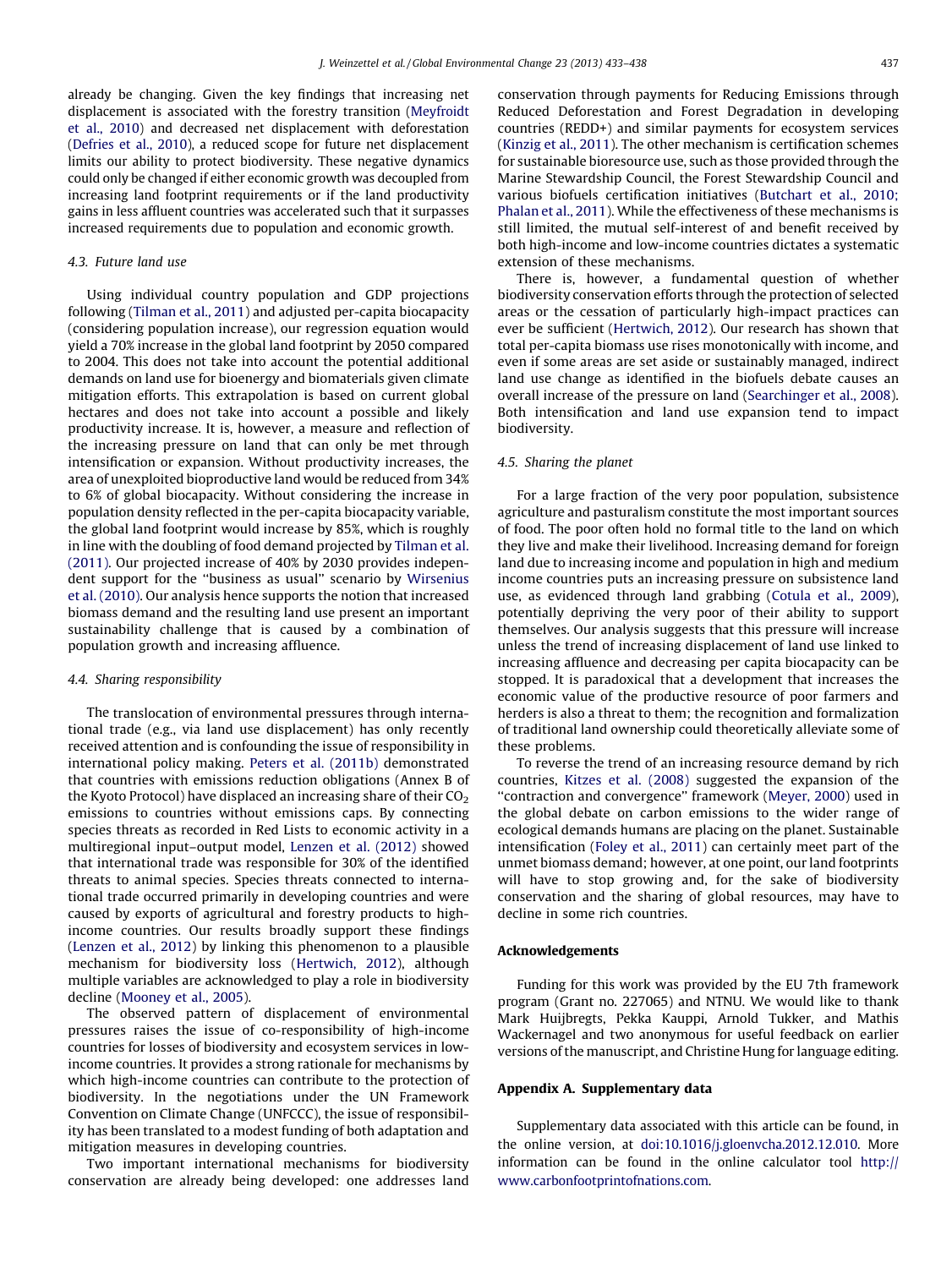already be changing. Given the key findings that increasing net displacement is associated with the forestry transition (Meyfroidt et al., 2010) and decreased net displacement with deforestation (Defries et al., 2010), a reduced scope for future net displacement limits our ability to protect biodiversity. These negative dynamics could only be changed if either economic growth was decoupled from increasing land footprint requirements or if the land productivity gains in less affluent countries was accelerated such that it surpasses increased requirements due to population and economic growth.

### 4.3. Future land use

Using individual country population and GDP projections following (Tilman et al., 2011) and adjusted per-capita biocapacity (considering population increase), our regression equation would yield a 70% increase in the global land footprint by 2050 compared to 2004. This does not take into account the potential additional demands on land use for bioenergy and biomaterials given climate mitigation efforts. This extrapolation is based on current global hectares and does not take into account a possible and likely productivity increase. It is, however, a measure and reflection of the increasing pressure on land that can only be met through intensification or expansion. Without productivity increases, the area of unexploited bioproductive land would be reduced from 34% to 6% of global biocapacity. Without considering the increase in population density reflected in the per-capita biocapacity variable, the global land footprint would increase by 85%, which is roughly in line with the doubling of food demand projected by Tilman et al. (2011). Our projected increase of 40% by 2030 provides independent support for the "business as usual" scenario by Wirsenius et al. (2010). Our analysis hence supports the notion that increased biomass demand and the resulting land use present an important sustainability challenge that is caused by a combination of population growth and increasing affluence.

### 4.4. Sharing responsibility

The translocation of environmental pressures through international trade (e.g., via land use displacement) has only recently received attention and is confounding the issue of responsibility in international policy making. Peters et al. (2011b) demonstrated that countries with emissions reduction obligations (Annex B of the Kyoto Protocol) have displaced an increasing share of their $CO_2$ emissions to countries without emissions caps. By connecting species threats as recorded in Red Lists to economic activity in a multiregional input–output model, Lenzen et al. (2012) showed that international trade was responsible for 30% of the identified threats to animal species. Species threats connected to international trade occurred primarily in developing countries and were caused by exports of agricultural and forestry products to high-income countries. Our results broadly support these findings (Lenzen et al., 2012) by linking this phenomenon to a plausible mechanism for biodiversity loss (Hertwich, 2012), although multiple variables are acknowledged to play a role in biodiversity decline (Mooney et al., 2005).

The observed pattern of displacement of environmental pressures raises the issue of co-responsibility of high-income countries for losses of biodiversity and ecosystem services in low-income countries. It provides a strong rationale for mechanisms by which high-income countries can contribute to the protection of biodiversity. In the negotiations under the UN Framework Convention on Climate Change (UNFCCC), the issue of responsibility has been translated to a modest funding of both adaptation and mitigation measures in developing countries.

Two important international mechanisms for biodiversity conservation are already being developed: one addresses land conservation through payments for Reducing Emissions through Reduced Deforestation and Forest Degradation in developing countries (REDD+) and similar payments for ecosystem services (Kinzig et al., 2011). The other mechanism is certification schemes for sustainable bioresource use, such as those provided through the Marine Stewardship Council, the Forest Stewardship Council and various biofuels certification initiatives (Butchart et al., 2010; Phalan et al., 2011). While the effectiveness of these mechanisms is still limited, the mutual self-interest of and benefit received by both high-income and low-income countries dictates a systematic extension of these mechanisms.

There is, however, a fundamental question of whether biodiversity conservation efforts through the protection of selected areas or the cessation of particularly high-impact practices can ever be sufficient (Hertwich, 2012). Our research has shown that total per-capita biomass use rises monotonically with income, and even if some areas are set aside or sustainably managed, indirect land use change as identified in the biofuels debate causes an overall increase of the pressure on land (Searchinger et al., 2008). Both intensification and land use expansion tend to impact biodiversity.

### 4.5. Sharing the planet

For a large fraction of the very poor population, subsistence agriculture and pasturalism constitute the most important sources of food. The poor often hold no formal title to the land on which they live and make their livelihood. Increasing demand for foreign land due to increasing income and population in high and medium income countries puts an increasing pressure on subsistence land use, as evidenced through land grabbing (Cotula et al., 2009), potentially depriving the very poor of their ability to support themselves. Our analysis suggests that this pressure will increase unless the trend of increasing displacement of land use linked to increasing affluence and decreasing per capita biocapacity can be stopped. It is paradoxical that a development that increases the economic value of the productive resource of poor farmers and herders is also a threat to them; the recognition and formalization of traditional land ownership could theoretically alleviate some of these problems.

To reverse the trend of an increasing resource demand by rich countries, Kitzes et al. (2008) suggested the expansion of the "contraction and convergence" framework (Meyer, 2000) used in the global debate on carbon emissions to the wider range of ecological demands humans are placing on the planet. Sustainable intensification (Foley et al., 2011) can certainly meet part of the unmet biomass demand; however, at one point, our land footprints will have to stop growing and, for the sake of biodiversity conservation and the sharing of global resources, may have to decline in some rich countries.

## Acknowledgements

Funding for this work was provided by the EU 7th framework program (Grant no. 227065) and NTNU. We would like to thank Mark Huijbregts, Pekka Kauppi, Arnold Tukker, and Mathis Wackernagel and two anonymous for useful feedback on earlier versions of the manuscript, and Christine Hung for language editing.

## Appendix A. Supplementary data

Supplementary data associated with this article can be found, in the online version, at doi:10.1016/j.gloenvcha.2012.12.010. More information can be found in the online calculator tool http://www.carbonfootprintofnations.com.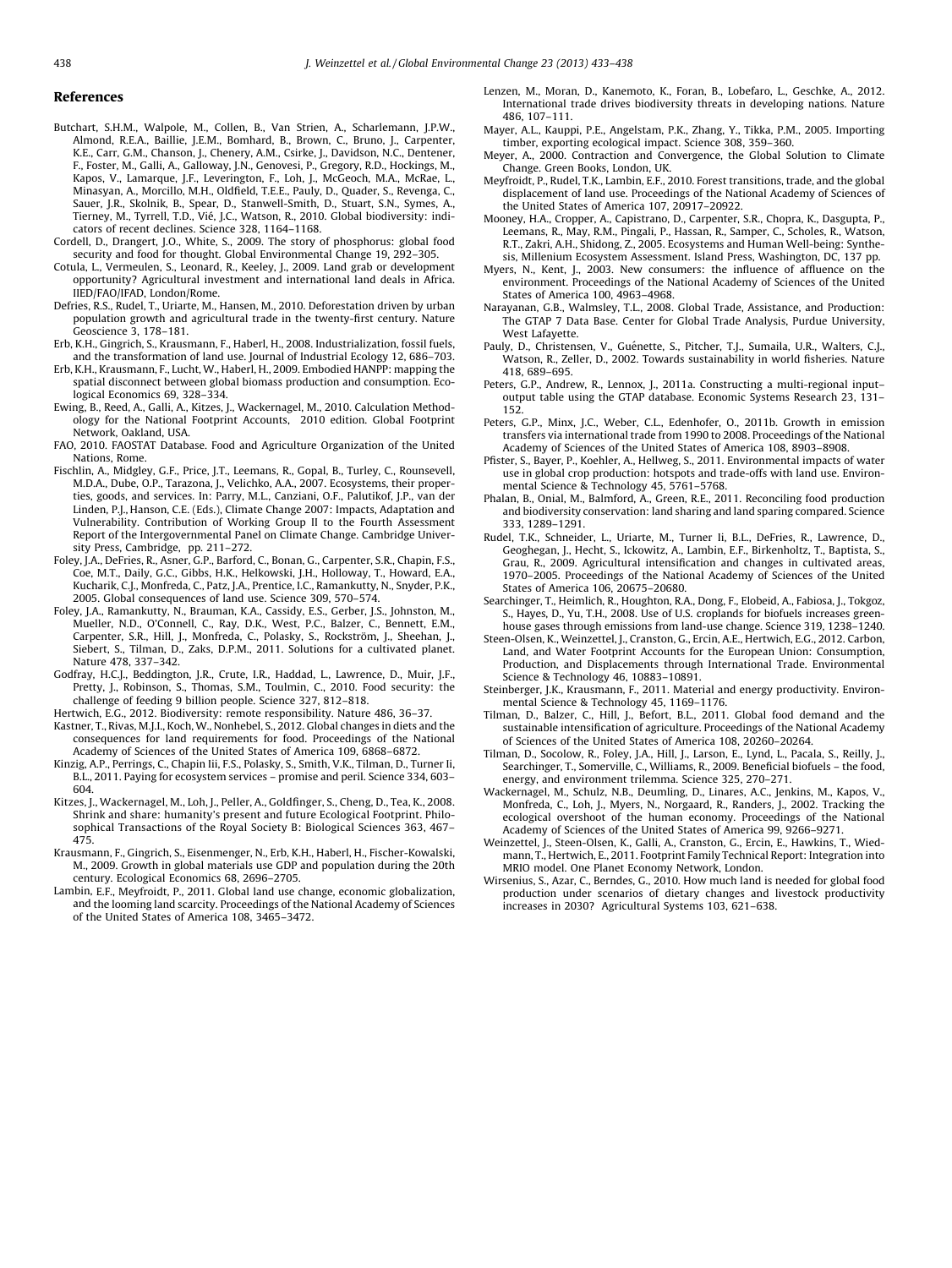## References

Butchart, S.H.M., Walpole, M., Collen, B., Van Strien, A., Scharlemann, J.P.W., Almond, R.E.A., Baillie, J.E.M., Bomhard, B., Brown, C., Bruno, J., Carpenter, K.E., Carr, G.M., Chanson, J., Chenery, A.M., Csirke, J., Davidson, N.C., Dentener, F., Foster, M., Galli, A., Galloway, J.N., Genovesi, P., Gregory, R.D., Hockings, M., Kapos, V., Lamarque, J.F., Leverington, F., Loh, J., McGeoch, M.A., McRae, L., Minasyan, A., Morcillo, M.H., Oldfield, T.E.E., Pauly, D., Quader, S., Revenga, C., Sauer, J.R., Skolnik, B., Spear, D., Stanwell-Smith, D., Stuart, S.N., Symes, A., Tierney, M., Tyrrell, T.D., Vié, J.C., Watson, R., 2010. Global biodiversity: indicators of recent declines. Science 328, 1164–1168.

Cordell, D., Drangert, J.O., White, S., 2009. The story of phosphorus: global food security and food for thought. Global Environmental Change 19, 292–305.

Cotula, L., Vermeulen, S., Leonard, R., Keeley, J., 2009. Land grab or development opportunity? Agricultural investment and international land deals in Africa. IIED/FAO/IFAD, London/Rome.

Defries, R.S., Rudel, T., Uriarte, M., Hansen, M., 2010. Deforestation driven by urban population growth and agricultural trade in the twenty-first century. Nature Geoscience 3, 178–181.

Erb, K.H., Gingrich, S., Krausmann, F., Haberl, H., 2008. Industrialization, fossil fuels, and the transformation of land use. Journal of Industrial Ecology 12, 686–703.

Erb, K.H., Krausmann, F., Lucht, W., Haberl, H., 2009. Embodied HANPP: mapping the spatial disconnect between global biomass production and consumption. Ecological Economics 69, 328–334.

Ewing, B., Reed, A., Galli, A., Kitzes, J., Wackernagel, M., 2010. Calculation Methodology for the National Footprint Accounts, 2010 edition. Global Footprint Network, Oakland, USA.

FAO, 2010. FAOSTAT Database. Food and Agriculture Organization of the United Nations, Rome.

Fischlin, A., Midgley, G.F., Price, J.T., Leemans, R., Gopal, B., Turley, C., Rounsevell, M.D.A., Dube, O.P., Tarazona, J., Velichko, A.A., 2007. Ecosystems, their properties, goods, and services. In: Parry, M.L., Canziani, O.F., Palutikof, J.P., van der Linden, P.J., Hanson, C.E. (Eds.), Climate Change 2007: Impacts, Adaptation and Vulnerability. Contribution of Working Group II to the Fourth Assessment Report of the Intergovernmental Panel on Climate Change. Cambridge University Press, Cambridge, pp. 211–272.

Foley, J.A., DeFries, R., Asner, G.P., Barford, C., Bonan, G., Carpenter, S.R., Chapin, F.S., Coe, M.T., Daily, G.C., Gibbs, H.K., Helkowski, J.H., Holloway, T., Howard, E.A., Kucharik, C.J., Monfreda, C., Patz, J.A., Prentice, I.C., Ramankutty, N., Snyder, P.K., 2005. Global consequences of land use. Science 309, 570–574.

Foley, J.A., Ramankutty, N., Brauman, K.A., Cassidy, E.S., Gerber, J.S., Johnston, M., Mueller, N.D., O'Connell, C., Ray, D.K., West, P.C., Balzer, C., Bennett, E.M., Carpenter, S.R., Hill, J., Monfreda, C., Polasky, S., Rockström, J., Sheehan, J., Siebert, S., Tilman, D., Zaks, D.P.M., 2011. Solutions for a cultivated planet. Nature 478, 337–342.

Godfray, H.C.J., Beddington, J.R., Crute, I.R., Haddad, L., Lawrence, D., Muir, J.F., Pretty, J., Robinson, S., Thomas, S.M., Toulmin, C., 2010. Food security: the challenge of feeding 9 billion people. Science 327, 812–818.

Hertwich, E.G., 2012. Biodiversity: remote responsibility. Nature 486, 36–37.

Kastner, T., Rivas, M.J.I., Koch, W., Nonhebel, S., 2012. Global changes in diets and the consequences for land requirements for food. Proceedings of the National Academy of Sciences of the United States of America 109, 6868–6872.

Kinzig, A.P., Perrings, C., Chapin Iii, F.S., Polasky, S., Smith, V.K., Tilman, D., Turner Ii, B.L., 2011. Paying for ecosystem services – promise and peril. Science 334, 603–604.

Kitzes, J., Wackernagel, M., Loh, J., Peller, A., Goldfinger, S., Cheng, D., Tea, K., 2008. Shrink and share: humanity's present and future Ecological Footprint. Philosophical Transactions of the Royal Society B: Biological Sciences 363, 467–475.

Krausmann, F., Gingrich, S., Eisenmenger, N., Erb, K.H., Haberl, H., Fischer-Kowalski, M., 2009. Growth in global materials use GDP and population during the 20th century. Ecological Economics 68, 2696–2705.

Lambin, E.F., Meyfroidt, P., 2011. Global land use change, economic globalization, and the looming land scarcity. Proceedings of the National Academy of Sciences of the United States of America 108, 3465–3472.

Lenzen, M., Moran, D., Kanemoto, K., Foran, B., Lobefaro, L., Geschke, A., 2012. International trade drives biodiversity threats in developing nations. Nature 486, 107–111.

Mayer, A.L., Kauppi, P.E., Angelstam, P.K., Zhang, Y., Tikka, P.M., 2005. Importing timber, exporting ecological impact. Science 308, 359–360.

Meyer, A., 2000. Contraction and Convergence, the Global Solution to Climate Change. Green Books, London, UK.

Meyfroidt, P., Rudel, T.K., Lambin, E.F., 2010. Forest transitions, trade, and the global displacement of land use. Proceedings of the National Academy of Sciences of the United States of America 107, 20917–20922.

Mooney, H.A., Cropper, A., Capistrano, D., Carpenter, S.R., Chopra, K., Dasgupta, P., Leemans, R., May, R.M., Pingali, P., Hassan, R., Samper, C., Scholes, R., Watson, R.T., Zakri, A.H., Shidong, Z., 2005. Ecosystems and Human Well-being: Synthesis, Millenium Ecosystem Assessment. Island Press, Washington, DC, 137 pp.

Myers, N., Kent, J., 2003. New consumers: the influence of affluence on the environment. Proceedings of the National Academy of Sciences of the United States of America 100, 4963–4968.

Narayanan, G.B., Walmsley, T.L., 2008. Global Trade, Assistance, and Production: The GTAP 7 Data Base. Center for Global Trade Analysis, Purdue University, West Lafayette.

Pauly, D., Christensen, V., Guénette, S., Pitcher, T.J., Sumaila, U.R., Walters, C.J., Watson, R., Zeller, D., 2002. Towards sustainability in world fisheries. Nature 418, 689–695.

Peters, G.P., Andrew, R., Lennox, J., 2011a. Constructing a multi-regional input–output table using the GTAP database. Economic Systems Research 23, 131–152.

Peters, G.P., Minx, J.C., Weber, C.L., Edenhofer, O., 2011b. Growth in emission transfers via international trade from 1990 to 2008. Proceedings of the National Academy of Sciences of the United States of America 108, 8903–8908.

Pfister, S., Bayer, P., Koehler, A., Hellweg, S., 2011. Environmental impacts of water use in global crop production: hotspots and trade-offs with land use. Environmental Science & Technology 45, 5761–5768.

Phalan, B., Onial, M., Balmford, A., Green, R.E., 2011. Reconciling food production and biodiversity conservation: land sharing and land sparing compared. Science 333, 1289–1291.

Rudel, T.K., Schneider, L., Uriarte, M., Turner Ii, B.L., DeFries, R., Lawrence, D., Geoghegan, J., Hecht, S., Ickowitz, A., Lambin, E.F., Birkenholtz, T., Baptista, S., Grau, R., 2009. Agricultural intensification and changes in cultivated areas, 1970–2005. Proceedings of the National Academy of Sciences of the United States of America 106, 20675–20680.

Searchinger, T., Heimlich, R., Houghton, R.A., Dong, F., Elobeid, A., Fabiosa, J., Tokgoz, S., Hayes, D., Yu, T.H., 2008. Use of U.S. croplands for biofuels increases greenhouse gases through emissions from land-use change. Science 319, 1238–1240.

Steen-Olsen, K., Weinzettel, J., Cranston, G., Ercin, A.E., Hertwich, E.G., 2012. Carbon, Land, and Water Footprint Accounts for the European Union: Consumption, Production, and Displacements through International Trade. Environmental Science & Technology 46, 10883–10891.

Steinberger, J.K., Krausmann, F., 2011. Material and energy productivity. Environmental Science & Technology 45, 1169–1176.

Tilman, D., Balzer, C., Hill, J., Befort, B.L., 2011. Global food demand and the sustainable intensification of agriculture. Proceedings of the National Academy of Sciences of the United States of America 108, 20260–20264.

Tilman, D., Socolow, R., Foley, J.A., Hill, J., Larson, E., Lynd, L., Pacala, S., Reilly, J., Searchinger, T., Somerville, C., Williams, R., 2009. Beneficial biofuels – the food, energy, and environment trilemma. Science 325, 270–271.

Wackernagel, M., Schulz, N.B., Deumling, D., Linares, A.C., Jenkins, M., Kapos, V., Monfreda, C., Loh, J., Myers, N., Norgaard, R., Randers, J., 2002. Tracking the ecological overshoot of the human economy. Proceedings of the National Academy of Sciences of the United States of America 99, 9266–9271.

Weinzettel, J., Steen-Olsen, K., Galli, A., Cranston, G., Ercin, E., Hawkins, T., Wiedmann, T., Hertwich, E., 2011. Footprint Family Technical Report: Integration into MRIO model. One Planet Economy Network, London.

Wirsenius, S., Azar, C., Berndes, G., 2010. How much land is needed for global food production under scenarios of dietary changes and livestock productivity increases in 2030? Agricultural Systems 103, 621–638.